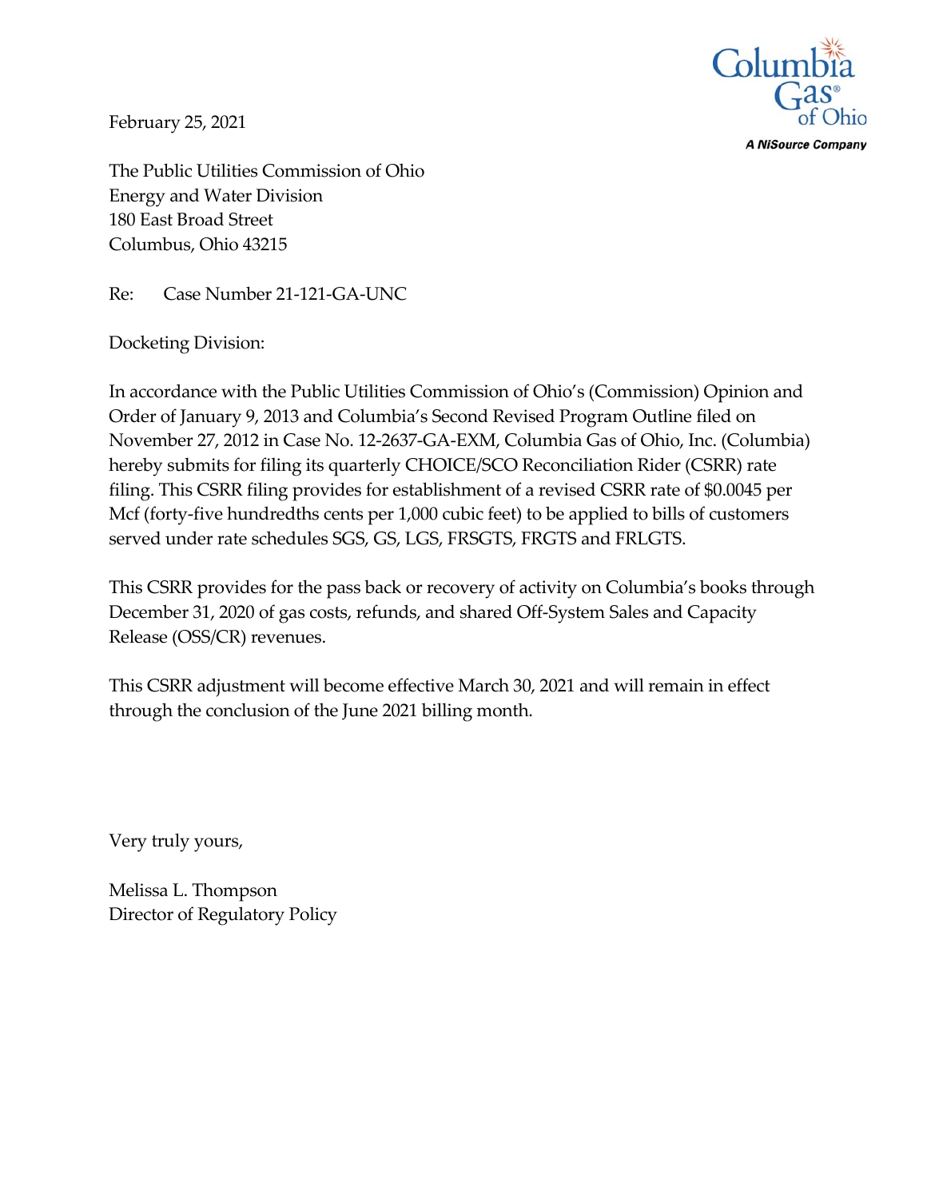February 25, 2021

The Public Utilities Commission of Ohio
Energy and Water Division
180 East Broad Street
Columbus, Ohio 43215

Re: Case Number 21-121-GA-UNC

Docketing Division:

In accordance with the Public Utilities Commission of Ohio's (Commission) Opinion and Order of January 9, 2013 and Columbia's Second Revised Program Outline filed on November 27, 2012 in Case No. 12-2637-GA-EXM, Columbia Gas of Ohio, Inc. (Columbia) hereby submits for filing its quarterly CHOICE/SCO Reconciliation Rider (CSRR) rate filing. This CSRR filing provides for establishment of a revised CSRR rate of $0.0045 per Mcf (forty-five hundredths cents per 1,000 cubic feet) to be applied to bills of customers served under rate schedules SGS, GS, LGS, FRSGTS, FRGTS and FRLGTS.

This CSRR provides for the pass back or recovery of activity on Columbia's books through December 31, 2020 of gas costs, refunds, and shared Off-System Sales and Capacity Release (OSS/CR) revenues.

This CSRR adjustment will become effective March 30, 2021 and will remain in effect through the conclusion of the June 2021 billing month.

Very truly yours,

Melissa L. Thompson
Director of Regulatory Policy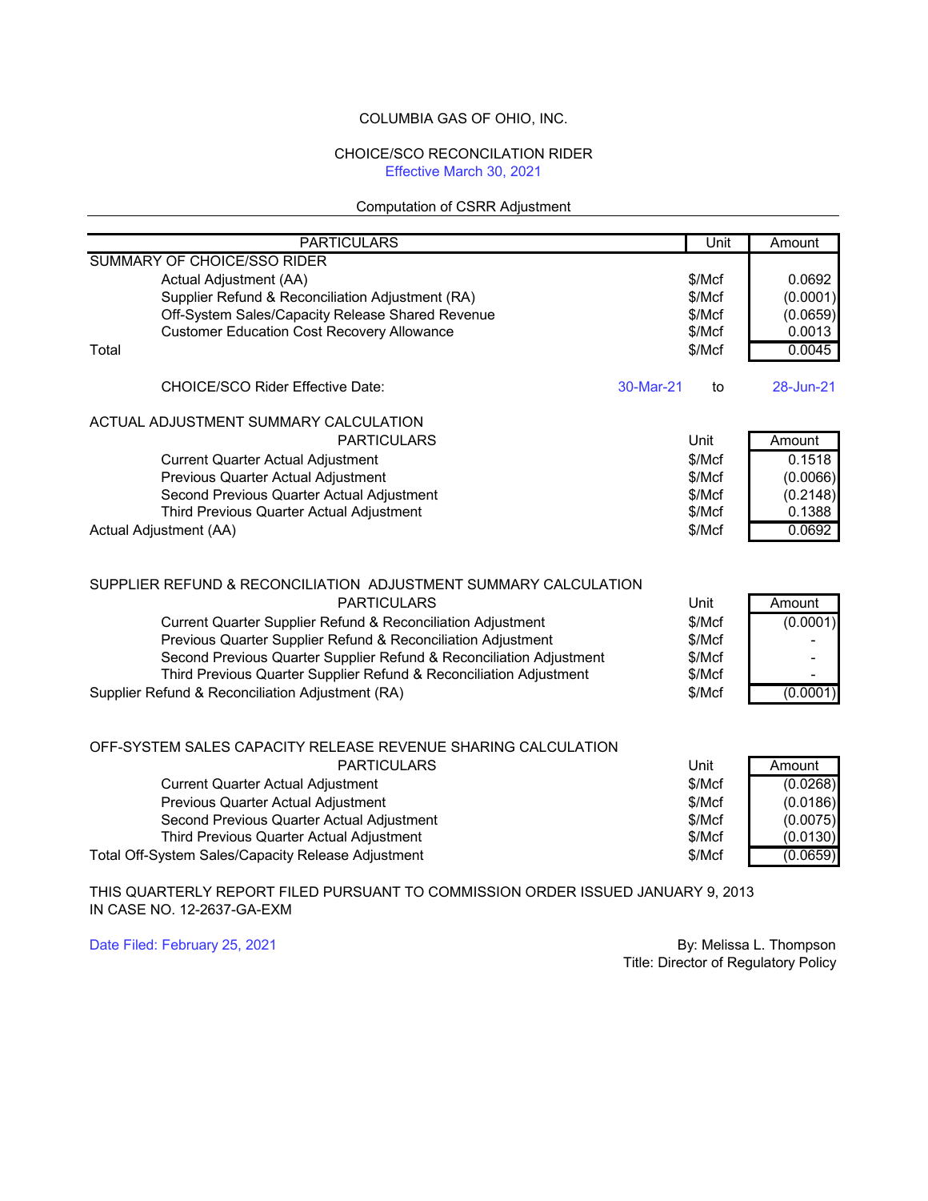COLUMBIA GAS OF OHIO, INC.

CHOICE/SCO RECONCILATION RIDER
Effective March 30, 2021

Computation of CSRR Adjustment

| PARTICULARS | Unit | Amount |
|---|---|---|
| SUMMARY OF CHOICE/SSO RIDER | | |
| Actual Adjustment (AA) | $/Mcf | 0.0692 |
| Supplier Refund & Reconciliation Adjustment (RA) | $/Mcf | (0.0001) |
| Off-System Sales/Capacity Release Shared Revenue | $/Mcf | (0.0659) |
| Customer Education Cost Recovery Allowance | $/Mcf | 0.0013 |
| Total | $/Mcf | 0.0045 |

CHOICE/SCO Rider Effective Date: 30-Mar-21 to 28-Jun-21

ACTUAL ADJUSTMENT SUMMARY CALCULATION

| PARTICULARS | Unit | Amount |
|---|---|---|
| Current Quarter Actual Adjustment | $/Mcf | 0.1518 |
| Previous Quarter Actual Adjustment | $/Mcf | (0.0066) |
| Second Previous Quarter Actual Adjustment | $/Mcf | (0.2148) |
| Third Previous Quarter Actual Adjustment | $/Mcf | 0.1388 |
| Actual Adjustment (AA) | $/Mcf | 0.0692 |

SUPPLIER REFUND & RECONCILIATION ADJUSTMENT SUMMARY CALCULATION

| PARTICULARS | Unit | Amount |
|---|---|---|
| Current Quarter Supplier Refund & Reconciliation Adjustment | $/Mcf | (0.0001) |
| Previous Quarter Supplier Refund & Reconciliation Adjustment | $/Mcf | - |
| Second Previous Quarter Supplier Refund & Reconciliation Adjustment | $/Mcf | - |
| Third Previous Quarter Supplier Refund & Reconciliation Adjustment | $/Mcf | - |
| Supplier Refund & Reconciliation Adjustment (RA) | $/Mcf | (0.0001) |

OFF-SYSTEM SALES CAPACITY RELEASE REVENUE SHARING CALCULATION

| PARTICULARS | Unit | Amount |
|---|---|---|
| Current Quarter Actual Adjustment | $/Mcf | (0.0268) |
| Previous Quarter Actual Adjustment | $/Mcf | (0.0186) |
| Second Previous Quarter Actual Adjustment | $/Mcf | (0.0075) |
| Third Previous Quarter Actual Adjustment | $/Mcf | (0.0130) |
| Total Off-System Sales/Capacity Release Adjustment | $/Mcf | (0.0659) |

THIS QUARTERLY REPORT FILED PURSUANT TO COMMISSION ORDER ISSUED JANUARY 9, 2013
IN CASE NO. 12-2637-GA-EXM

Date Filed: February 25, 2021

By: Melissa L. Thompson
Title: Director of Regulatory Policy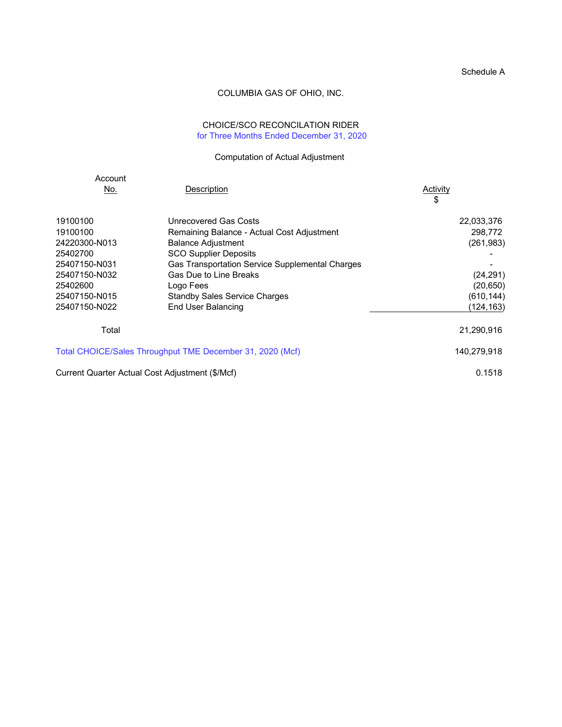Schedule A

# COLUMBIA GAS OF OHIO, INC.

## CHOICE/SCO RECONCILATION RIDER

for Three Months Ended December 31, 2020

### Computation of Actual Adjustment

| Account No. | Description | Activity $ |
|---|---|---|
| 19100100 | Unrecovered Gas Costs | 22,033,376 |
| 19100100 | Remaining Balance - Actual Cost Adjustment | 298,772 |
| 24220300-N013 | Balance Adjustment | (261,983) |
| 25402700 | SCO Supplier Deposits | - |
| 25407150-N031 | Gas Transportation Service Supplemental Charges | - |
| 25407150-N032 | Gas Due to Line Breaks | (24,291) |
| 25402600 | Logo Fees | (20,650) |
| 25407150-N015 | Standby Sales Service Charges | (610,144) |
| 25407150-N022 | End User Balancing | (124,163) |
| Total | | 21,290,916 |
| Total CHOICE/Sales Throughput TME December 31, 2020 (Mcf) | | 140,279,918 |
| Current Quarter Actual Cost Adjustment ($/Mcf) | | 0.1518 |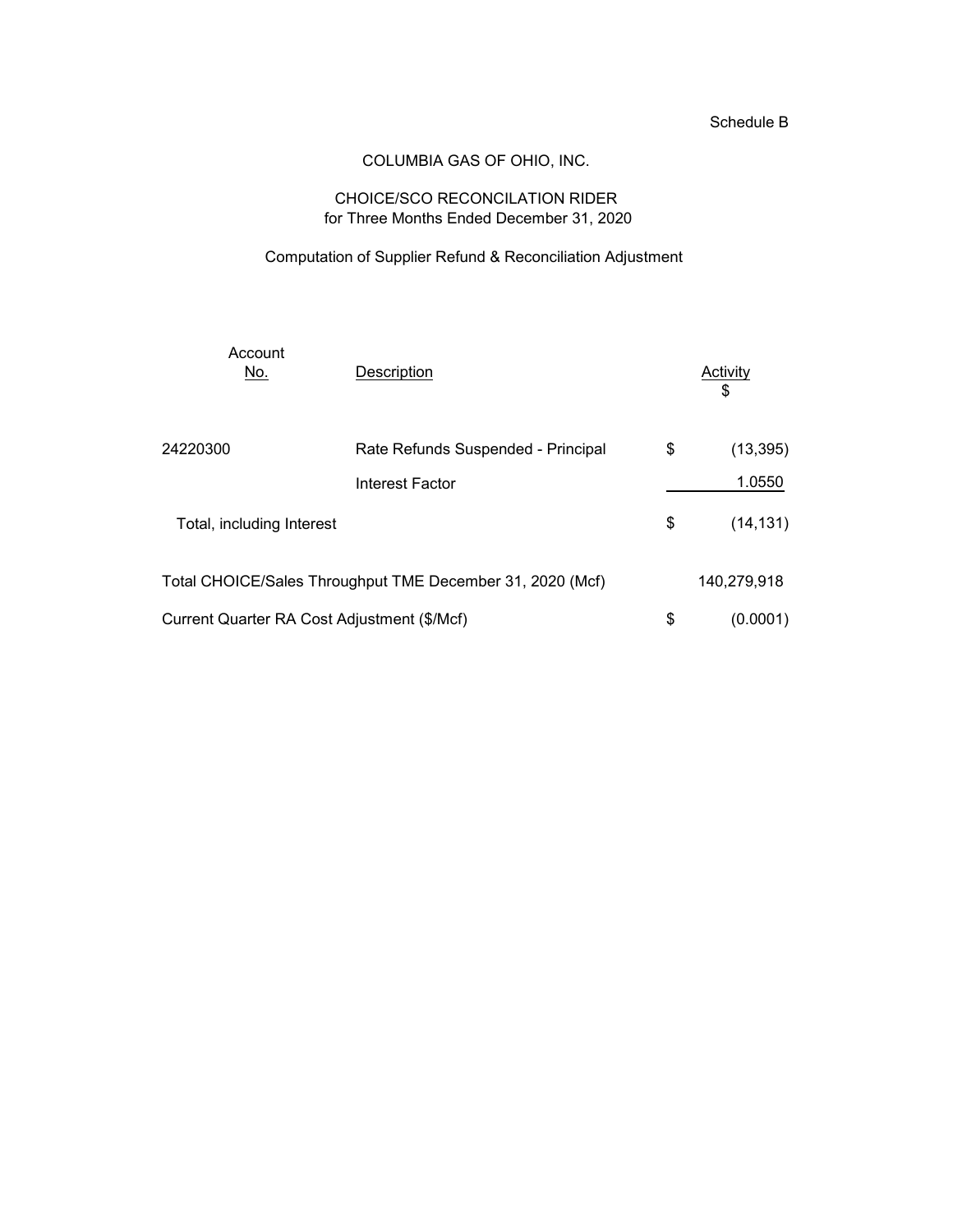Schedule B

COLUMBIA GAS OF OHIO, INC.

CHOICE/SCO RECONCILATION RIDER
for Three Months Ended December 31, 2020

Computation of Supplier Refund & Reconciliation Adjustment

| Account No. | Description | | Activity $ |
|---|---|---|---|
| 24220300 | Rate Refunds Suspended - Principal | $ | (13,395) |
| | Interest Factor | | 1.0550 |
| Total, including Interest | | $ | (14,131) |
| Total CHOICE/Sales Throughput TME December 31, 2020 (Mcf) | | | 140,279,918 |
| Current Quarter RA Cost Adjustment ($/Mcf) | | $ | (0.0001) |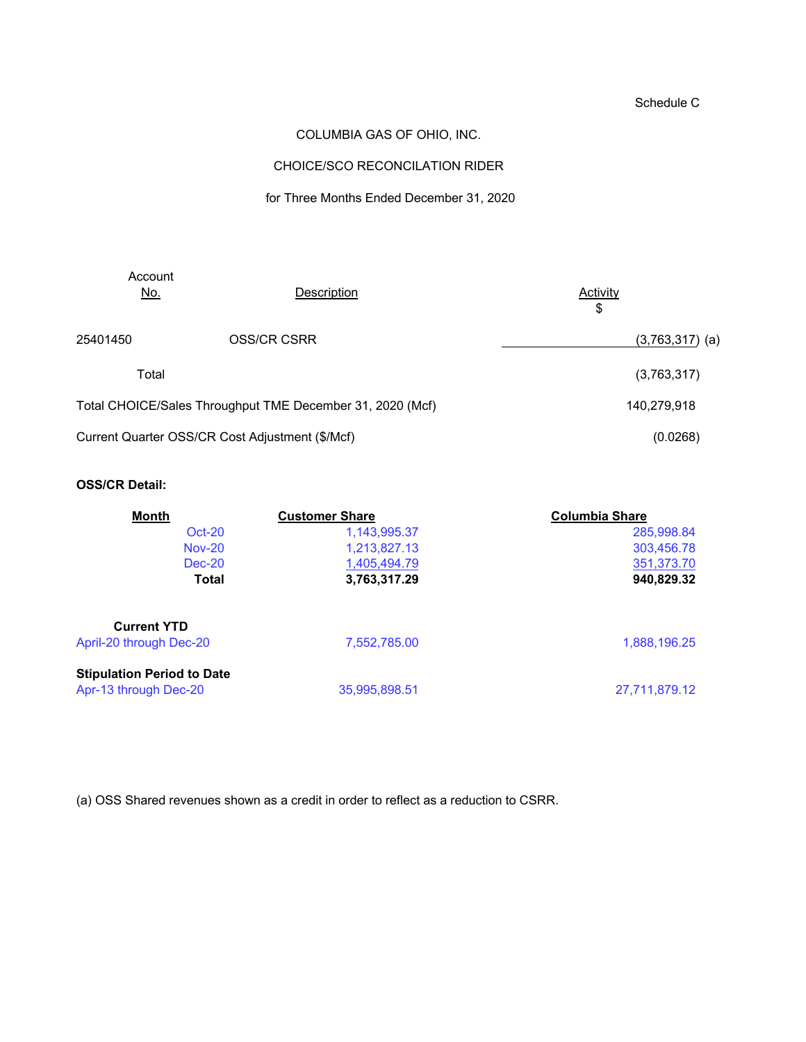Schedule C

COLUMBIA GAS OF OHIO, INC.

CHOICE/SCO RECONCILATION RIDER

for Three Months Ended December 31, 2020

| Account No. | Description | Activity $ |
|---|---|---|
| 25401450 | OSS/CR CSRR | (3,763,317) (a) |
| Total | | (3,763,317) |
| Total CHOICE/Sales Throughput TME December 31, 2020 (Mcf) | | 140,279,918 |
| Current Quarter OSS/CR Cost Adjustment ($/Mcf) | | (0.0268) |

**OSS/CR Detail:**

| Month | Customer Share | Columbia Share |
|---|---|---|
| Oct-20 | 1,143,995.37 | 285,998.84 |
| Nov-20 | 1,213,827.13 | 303,456.78 |
| Dec-20 | 1,405,494.79 | 351,373.70 |
| **Total** | **3,763,317.29** | **940,829.32** |
| **Current YTD** | | |
| April-20 through Dec-20 | 7,552,785.00 | 1,888,196.25 |
| **Stipulation Period to Date** | | |
| Apr-13 through Dec-20 | 35,995,898.51 | 27,711,879.12 |

(a) OSS Shared revenues shown as a credit in order to reflect as a reduction to CSRR.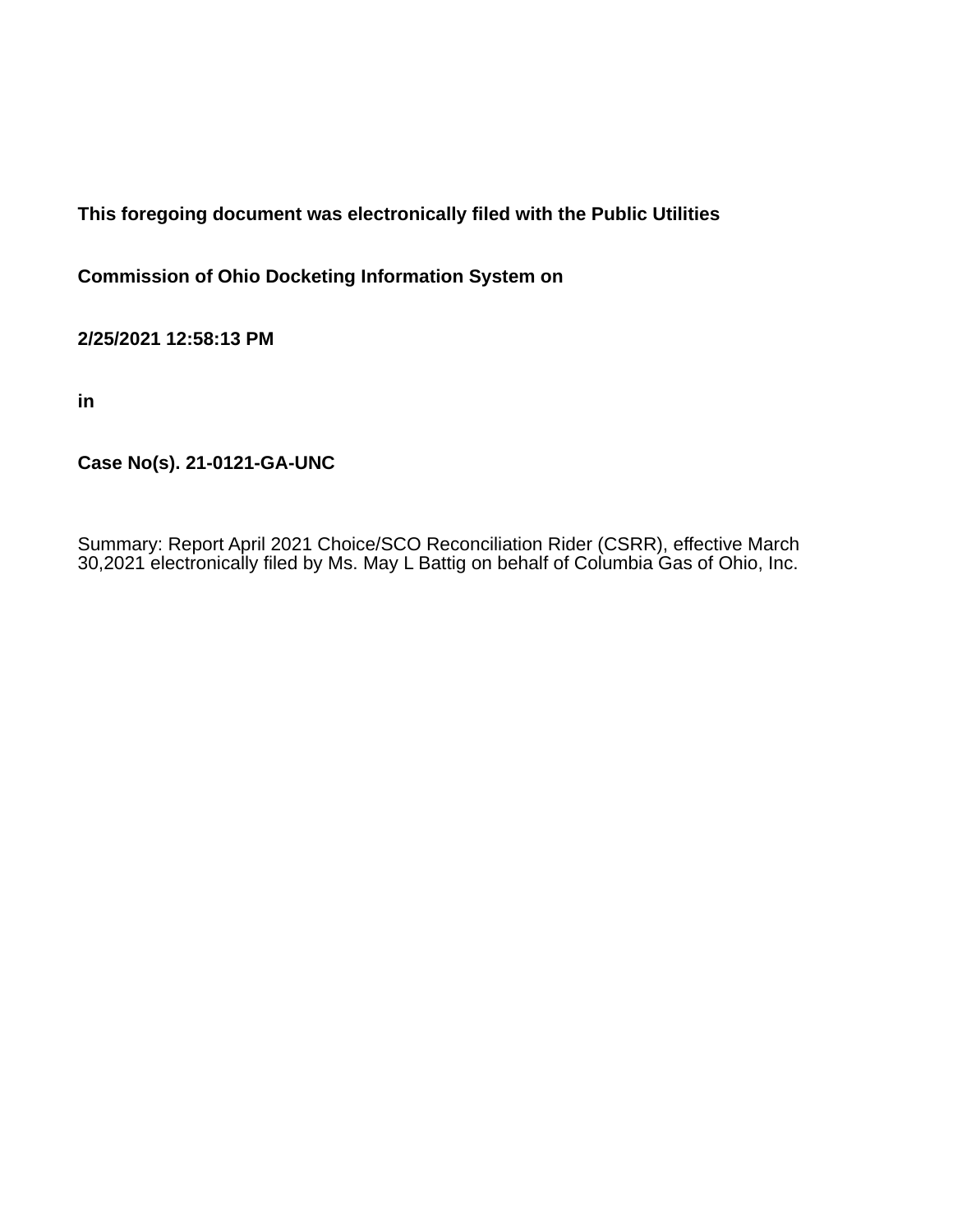**This foregoing document was electronically filed with the Public Utilities**

**Commission of Ohio Docketing Information System on**

**2/25/2021 12:58:13 PM**

**in**

**Case No(s). 21-0121-GA-UNC**

Summary: Report April 2021 Choice/SCO Reconciliation Rider (CSRR), effective March 30,2021 electronically filed by Ms. May L Battig on behalf of Columbia Gas of Ohio, Inc.